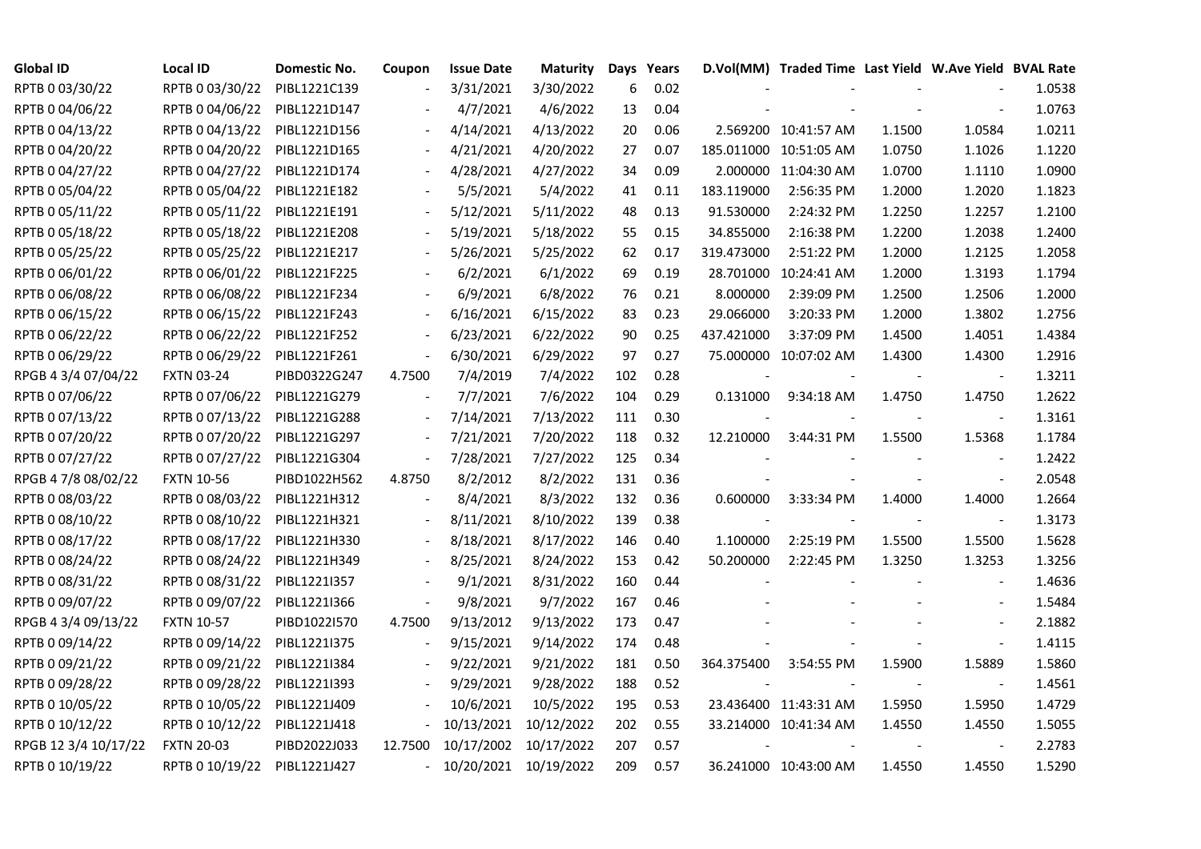| Global ID | Local ID | Domestic No. | Coupon | Issue Date | Maturity | Days | Years | D.Vol(MM) | Traded Time | Last Yield | W.Ave Yield | BVAL Rate |
|---|---|---|---|---|---|---|---|---|---|---|---|---|
| RPTB 0 03/30/22 | RPTB 0 03/30/22 | PIBL1221C139 | - | 3/31/2021 | 3/30/2022 | 6 | 0.02 | - | - | - | - | 1.0538 |
| RPTB 0 04/06/22 | RPTB 0 04/06/22 | PIBL1221D147 | - | 4/7/2021 | 4/6/2022 | 13 | 0.04 | - | - | - | - | 1.0763 |
| RPTB 0 04/13/22 | RPTB 0 04/13/22 | PIBL1221D156 | - | 4/14/2021 | 4/13/2022 | 20 | 0.06 | 2.569200 | 10:41:57 AM | 1.1500 | 1.0584 | 1.0211 |
| RPTB 0 04/20/22 | RPTB 0 04/20/22 | PIBL1221D165 | - | 4/21/2021 | 4/20/2022 | 27 | 0.07 | 185.011000 | 10:51:05 AM | 1.0750 | 1.1026 | 1.1220 |
| RPTB 0 04/27/22 | RPTB 0 04/27/22 | PIBL1221D174 | - | 4/28/2021 | 4/27/2022 | 34 | 0.09 | 2.000000 | 11:04:30 AM | 1.0700 | 1.1110 | 1.0900 |
| RPTB 0 05/04/22 | RPTB 0 05/04/22 | PIBL1221E182 | - | 5/5/2021 | 5/4/2022 | 41 | 0.11 | 183.119000 | 2:56:35 PM | 1.2000 | 1.2020 | 1.1823 |
| RPTB 0 05/11/22 | RPTB 0 05/11/22 | PIBL1221E191 | - | 5/12/2021 | 5/11/2022 | 48 | 0.13 | 91.530000 | 2:24:32 PM | 1.2250 | 1.2257 | 1.2100 |
| RPTB 0 05/18/22 | RPTB 0 05/18/22 | PIBL1221E208 | - | 5/19/2021 | 5/18/2022 | 55 | 0.15 | 34.855000 | 2:16:38 PM | 1.2200 | 1.2038 | 1.2400 |
| RPTB 0 05/25/22 | RPTB 0 05/25/22 | PIBL1221E217 | - | 5/26/2021 | 5/25/2022 | 62 | 0.17 | 319.473000 | 2:51:22 PM | 1.2000 | 1.2125 | 1.2058 |
| RPTB 0 06/01/22 | RPTB 0 06/01/22 | PIBL1221F225 | - | 6/2/2021 | 6/1/2022 | 69 | 0.19 | 28.701000 | 10:24:41 AM | 1.2000 | 1.3193 | 1.1794 |
| RPTB 0 06/08/22 | RPTB 0 06/08/22 | PIBL1221F234 | - | 6/9/2021 | 6/8/2022 | 76 | 0.21 | 8.000000 | 2:39:09 PM | 1.2500 | 1.2506 | 1.2000 |
| RPTB 0 06/15/22 | RPTB 0 06/15/22 | PIBL1221F243 | - | 6/16/2021 | 6/15/2022 | 83 | 0.23 | 29.066000 | 3:20:33 PM | 1.2000 | 1.3802 | 1.2756 |
| RPTB 0 06/22/22 | RPTB 0 06/22/22 | PIBL1221F252 | - | 6/23/2021 | 6/22/2022 | 90 | 0.25 | 437.421000 | 3:37:09 PM | 1.4500 | 1.4051 | 1.4384 |
| RPTB 0 06/29/22 | RPTB 0 06/29/22 | PIBL1221F261 | - | 6/30/2021 | 6/29/2022 | 97 | 0.27 | 75.000000 | 10:07:02 AM | 1.4300 | 1.4300 | 1.2916 |
| RPGB 4 3/4 07/04/22 | FXTN 03-24 | PIBD0322G247 | 4.7500 | 7/4/2019 | 7/4/2022 | 102 | 0.28 | - | - | - | - | 1.3211 |
| RPTB 0 07/06/22 | RPTB 0 07/06/22 | PIBL1221G279 | - | 7/7/2021 | 7/6/2022 | 104 | 0.29 | 0.131000 | 9:34:18 AM | 1.4750 | 1.4750 | 1.2622 |
| RPTB 0 07/13/22 | RPTB 0 07/13/22 | PIBL1221G288 | - | 7/14/2021 | 7/13/2022 | 111 | 0.30 | - | - | - | - | 1.3161 |
| RPTB 0 07/20/22 | RPTB 0 07/20/22 | PIBL1221G297 | - | 7/21/2021 | 7/20/2022 | 118 | 0.32 | 12.210000 | 3:44:31 PM | 1.5500 | 1.5368 | 1.1784 |
| RPTB 0 07/27/22 | RPTB 0 07/27/22 | PIBL1221G304 | - | 7/28/2021 | 7/27/2022 | 125 | 0.34 | - | - | - | - | 1.2422 |
| RPGB 4 7/8 08/02/22 | FXTN 10-56 | PIBD1022H562 | 4.8750 | 8/2/2012 | 8/2/2022 | 131 | 0.36 | - | - | - | - | 2.0548 |
| RPTB 0 08/03/22 | RPTB 0 08/03/22 | PIBL1221H312 | - | 8/4/2021 | 8/3/2022 | 132 | 0.36 | 0.600000 | 3:33:34 PM | 1.4000 | 1.4000 | 1.2664 |
| RPTB 0 08/10/22 | RPTB 0 08/10/22 | PIBL1221H321 | - | 8/11/2021 | 8/10/2022 | 139 | 0.38 | - | - | - | - | 1.3173 |
| RPTB 0 08/17/22 | RPTB 0 08/17/22 | PIBL1221H330 | - | 8/18/2021 | 8/17/2022 | 146 | 0.40 | 1.100000 | 2:25:19 PM | 1.5500 | 1.5500 | 1.5628 |
| RPTB 0 08/24/22 | RPTB 0 08/24/22 | PIBL1221H349 | - | 8/25/2021 | 8/24/2022 | 153 | 0.42 | 50.200000 | 2:22:45 PM | 1.3250 | 1.3253 | 1.3256 |
| RPTB 0 08/31/22 | RPTB 0 08/31/22 | PIBL1221I357 | - | 9/1/2021 | 8/31/2022 | 160 | 0.44 | - | - | - | - | 1.4636 |
| RPTB 0 09/07/22 | RPTB 0 09/07/22 | PIBL1221I366 | - | 9/8/2021 | 9/7/2022 | 167 | 0.46 | - | - | - | - | 1.5484 |
| RPGB 4 3/4 09/13/22 | FXTN 10-57 | PIBD1022I570 | 4.7500 | 9/13/2012 | 9/13/2022 | 173 | 0.47 | - | - | - | - | 2.1882 |
| RPTB 0 09/14/22 | RPTB 0 09/14/22 | PIBL1221I375 | - | 9/15/2021 | 9/14/2022 | 174 | 0.48 | - | - | - | - | 1.4115 |
| RPTB 0 09/21/22 | RPTB 0 09/21/22 | PIBL1221I384 | - | 9/22/2021 | 9/21/2022 | 181 | 0.50 | 364.375400 | 3:54:55 PM | 1.5900 | 1.5889 | 1.5860 |
| RPTB 0 09/28/22 | RPTB 0 09/28/22 | PIBL1221I393 | - | 9/29/2021 | 9/28/2022 | 188 | 0.52 | - | - | - | - | 1.4561 |
| RPTB 0 10/05/22 | RPTB 0 10/05/22 | PIBL1221J409 | - | 10/6/2021 | 10/5/2022 | 195 | 0.53 | 23.436400 | 11:43:31 AM | 1.5950 | 1.5950 | 1.4729 |
| RPTB 0 10/12/22 | RPTB 0 10/12/22 | PIBL1221J418 | - | 10/13/2021 | 10/12/2022 | 202 | 0.55 | 33.214000 | 10:41:34 AM | 1.4550 | 1.4550 | 1.5055 |
| RPGB 12 3/4 10/17/22 | FXTN 20-03 | PIBD2022J033 | 12.7500 | 10/17/2002 | 10/17/2022 | 207 | 0.57 | - | - | - | - | 2.2783 |
| RPTB 0 10/19/22 | RPTB 0 10/19/22 | PIBL1221J427 | - | 10/20/2021 | 10/19/2022 | 209 | 0.57 | 36.241000 | 10:43:00 AM | 1.4550 | 1.4550 | 1.5290 |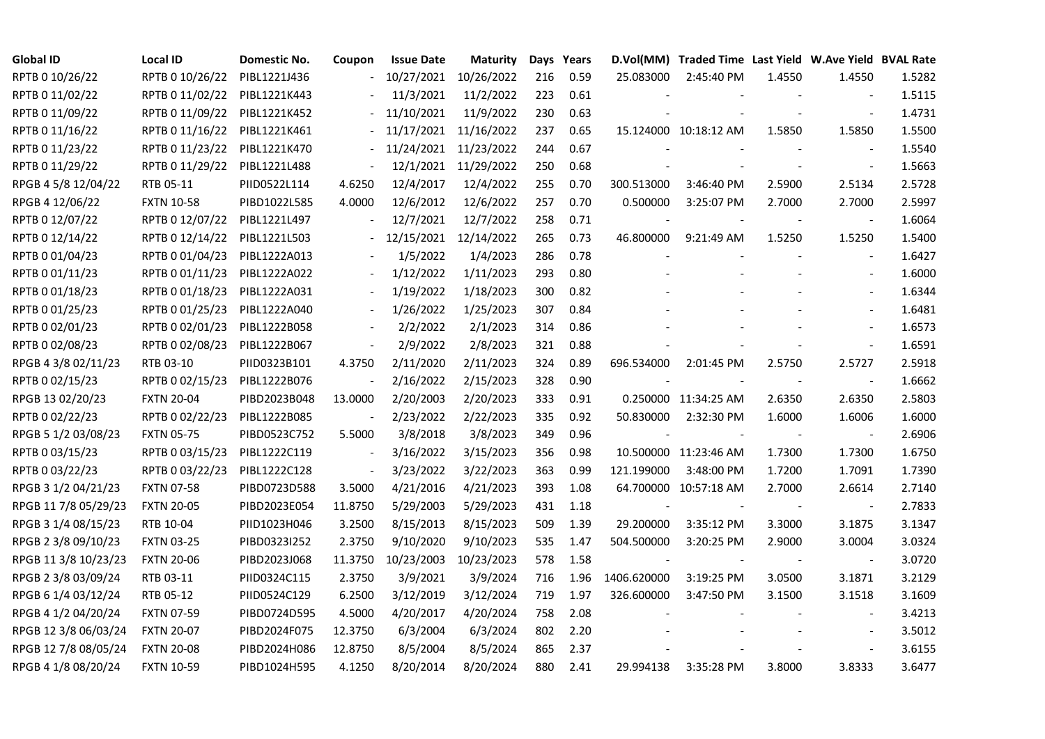| Global ID | Local ID | Domestic No. | Coupon | Issue Date | Maturity | Days | Years | D.Vol(MM) | Traded Time | Last Yield | W.Ave Yield | BVAL Rate |
|---|---|---|---|---|---|---|---|---|---|---|---|---|
| RPTB 0 10/26/22 | RPTB 0 10/26/22 | PIBL1221J436 | - | 10/27/2021 | 10/26/2022 | 216 | 0.59 | 25.083000 | 2:45:40 PM | 1.4550 | 1.4550 | 1.5282 |
| RPTB 0 11/02/22 | RPTB 0 11/02/22 | PIBL1221K443 | - | 11/3/2021 | 11/2/2022 | 223 | 0.61 | - | - | - | - | 1.5115 |
| RPTB 0 11/09/22 | RPTB 0 11/09/22 | PIBL1221K452 | - | 11/10/2021 | 11/9/2022 | 230 | 0.63 | - | - | - | - | 1.4731 |
| RPTB 0 11/16/22 | RPTB 0 11/16/22 | PIBL1221K461 | - | 11/17/2021 | 11/16/2022 | 237 | 0.65 | 15.124000 | 10:18:12 AM | 1.5850 | 1.5850 | 1.5500 |
| RPTB 0 11/23/22 | RPTB 0 11/23/22 | PIBL1221K470 | - | 11/24/2021 | 11/23/2022 | 244 | 0.67 | - | - | - | - | 1.5540 |
| RPTB 0 11/29/22 | RPTB 0 11/29/22 | PIBL1221L488 | - | 12/1/2021 | 11/29/2022 | 250 | 0.68 | - | - | - | - | 1.5663 |
| RPGB 4 5/8 12/04/22 | RTB 05-11 | PIID0522L114 | 4.6250 | 12/4/2017 | 12/4/2022 | 255 | 0.70 | 300.513000 | 3:46:40 PM | 2.5900 | 2.5134 | 2.5728 |
| RPGB 4 12/06/22 | FXTN 10-58 | PIBD1022L585 | 4.0000 | 12/6/2012 | 12/6/2022 | 257 | 0.70 | 0.500000 | 3:25:07 PM | 2.7000 | 2.7000 | 2.5997 |
| RPTB 0 12/07/22 | RPTB 0 12/07/22 | PIBL1221L497 | - | 12/7/2021 | 12/7/2022 | 258 | 0.71 | - | - | - | - | 1.6064 |
| RPTB 0 12/14/22 | RPTB 0 12/14/22 | PIBL1221L503 | - | 12/15/2021 | 12/14/2022 | 265 | 0.73 | 46.800000 | 9:21:49 AM | 1.5250 | 1.5250 | 1.5400 |
| RPTB 0 01/04/23 | RPTB 0 01/04/23 | PIBL1222A013 | - | 1/5/2022 | 1/4/2023 | 286 | 0.78 | - | - | - | - | 1.6427 |
| RPTB 0 01/11/23 | RPTB 0 01/11/23 | PIBL1222A022 | - | 1/12/2022 | 1/11/2023 | 293 | 0.80 | - | - | - | - | 1.6000 |
| RPTB 0 01/18/23 | RPTB 0 01/18/23 | PIBL1222A031 | - | 1/19/2022 | 1/18/2023 | 300 | 0.82 | - | - | - | - | 1.6344 |
| RPTB 0 01/25/23 | RPTB 0 01/25/23 | PIBL1222A040 | - | 1/26/2022 | 1/25/2023 | 307 | 0.84 | - | - | - | - | 1.6481 |
| RPTB 0 02/01/23 | RPTB 0 02/01/23 | PIBL1222B058 | - | 2/2/2022 | 2/1/2023 | 314 | 0.86 | - | - | - | - | 1.6573 |
| RPTB 0 02/08/23 | RPTB 0 02/08/23 | PIBL1222B067 | - | 2/9/2022 | 2/8/2023 | 321 | 0.88 | - | - | - | - | 1.6591 |
| RPGB 4 3/8 02/11/23 | RTB 03-10 | PIID0323B101 | 4.3750 | 2/11/2020 | 2/11/2023 | 324 | 0.89 | 696.534000 | 2:01:45 PM | 2.5750 | 2.5727 | 2.5918 |
| RPTB 0 02/15/23 | RPTB 0 02/15/23 | PIBL1222B076 | - | 2/16/2022 | 2/15/2023 | 328 | 0.90 | - | - | - | - | 1.6662 |
| RPGB 13 02/20/23 | FXTN 20-04 | PIBD2023B048 | 13.0000 | 2/20/2003 | 2/20/2023 | 333 | 0.91 | 0.250000 | 11:34:25 AM | 2.6350 | 2.6350 | 2.5803 |
| RPTB 0 02/22/23 | RPTB 0 02/22/23 | PIBL1222B085 | - | 2/23/2022 | 2/22/2023 | 335 | 0.92 | 50.830000 | 2:32:30 PM | 1.6000 | 1.6006 | 1.6000 |
| RPGB 5 1/2 03/08/23 | FXTN 05-75 | PIBD0523C752 | 5.5000 | 3/8/2018 | 3/8/2023 | 349 | 0.96 | - | - | - | - | 2.6906 |
| RPTB 0 03/15/23 | RPTB 0 03/15/23 | PIBL1222C119 | - | 3/16/2022 | 3/15/2023 | 356 | 0.98 | 10.500000 | 11:23:46 AM | 1.7300 | 1.7300 | 1.6750 |
| RPTB 0 03/22/23 | RPTB 0 03/22/23 | PIBL1222C128 | - | 3/23/2022 | 3/22/2023 | 363 | 0.99 | 121.199000 | 3:48:00 PM | 1.7200 | 1.7091 | 1.7390 |
| RPGB 3 1/2 04/21/23 | FXTN 07-58 | PIBD0723D588 | 3.5000 | 4/21/2016 | 4/21/2023 | 393 | 1.08 | 64.700000 | 10:57:18 AM | 2.7000 | 2.6614 | 2.7140 |
| RPGB 11 7/8 05/29/23 | FXTN 20-05 | PIBD2023E054 | 11.8750 | 5/29/2003 | 5/29/2023 | 431 | 1.18 | - | - | - | - | 2.7833 |
| RPGB 3 1/4 08/15/23 | RTB 10-04 | PIID1023H046 | 3.2500 | 8/15/2013 | 8/15/2023 | 509 | 1.39 | 29.200000 | 3:35:12 PM | 3.3000 | 3.1875 | 3.1347 |
| RPGB 2 3/8 09/10/23 | FXTN 03-25 | PIBD0323I252 | 2.3750 | 9/10/2020 | 9/10/2023 | 535 | 1.47 | 504.500000 | 3:20:25 PM | 2.9000 | 3.0004 | 3.0324 |
| RPGB 11 3/8 10/23/23 | FXTN 20-06 | PIBD2023J068 | 11.3750 | 10/23/2003 | 10/23/2023 | 578 | 1.58 | - | - | - | - | 3.0720 |
| RPGB 2 3/8 03/09/24 | RTB 03-11 | PIID0324C115 | 2.3750 | 3/9/2021 | 3/9/2024 | 716 | 1.96 | 1406.620000 | 3:19:25 PM | 3.0500 | 3.1871 | 3.2129 |
| RPGB 6 1/4 03/12/24 | RTB 05-12 | PIID0524C129 | 6.2500 | 3/12/2019 | 3/12/2024 | 719 | 1.97 | 326.600000 | 3:47:50 PM | 3.1500 | 3.1518 | 3.1609 |
| RPGB 4 1/2 04/20/24 | FXTN 07-59 | PIBD0724D595 | 4.5000 | 4/20/2017 | 4/20/2024 | 758 | 2.08 | - | - | - | - | 3.4213 |
| RPGB 12 3/8 06/03/24 | FXTN 20-07 | PIBD2024F075 | 12.3750 | 6/3/2004 | 6/3/2024 | 802 | 2.20 | - | - | - | - | 3.5012 |
| RPGB 12 7/8 08/05/24 | FXTN 20-08 | PIBD2024H086 | 12.8750 | 8/5/2004 | 8/5/2024 | 865 | 2.37 | - | - | - | - | 3.6155 |
| RPGB 4 1/8 08/20/24 | FXTN 10-59 | PIBD1024H595 | 4.1250 | 8/20/2014 | 8/20/2024 | 880 | 2.41 | 29.994138 | 3:35:28 PM | 3.8000 | 3.8333 | 3.6477 |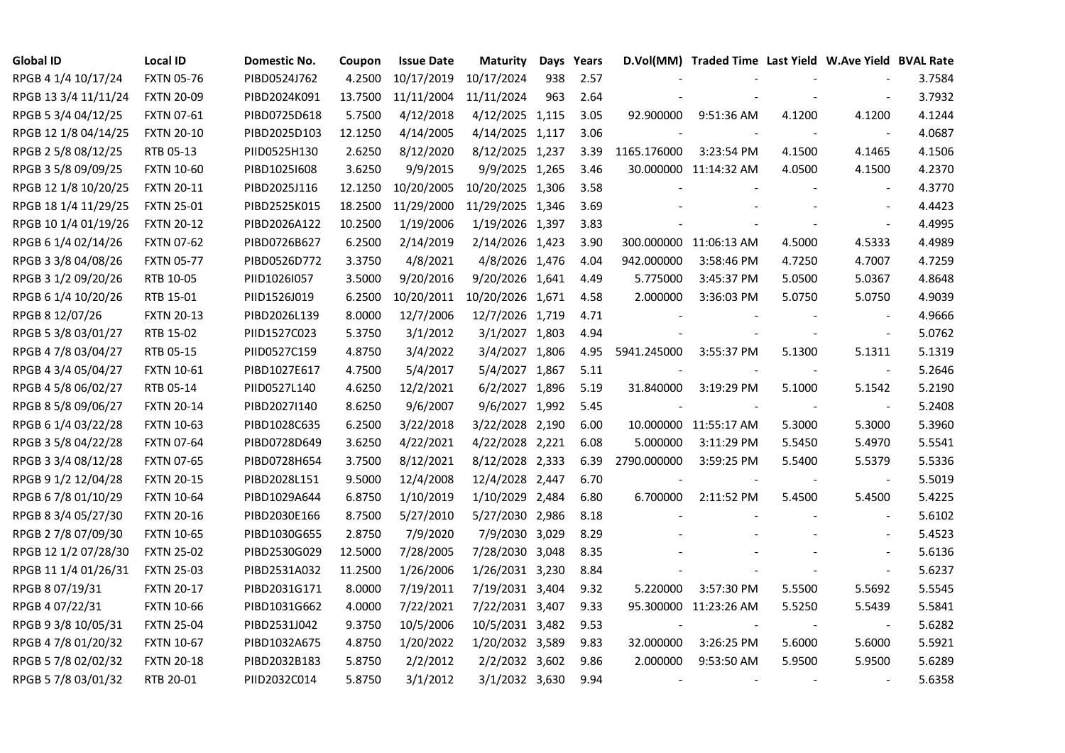| Global ID | Local ID | Domestic No. | Coupon | Issue Date | Maturity | Days | Years | D.Vol(MM) | Traded Time | Last Yield | W.Ave Yield | BVAL Rate |
|---|---|---|---|---|---|---|---|---|---|---|---|---|
| RPGB 4 1/4 10/17/24 | FXTN 05-76 | PIBD0524J762 | 4.2500 | 10/17/2019 | 10/17/2024 | 938 | 2.57 | - | - | - | - | 3.7584 |
| RPGB 13 3/4 11/11/24 | FXTN 20-09 | PIBD2024K091 | 13.7500 | 11/11/2004 | 11/11/2024 | 963 | 2.64 | - | - | - | - | 3.7932 |
| RPGB 5 3/4 04/12/25 | FXTN 07-61 | PIBD0725D618 | 5.7500 | 4/12/2018 | 4/12/2025 | 1,115 | 3.05 | 92.900000 | 9:51:36 AM | 4.1200 | 4.1200 | 4.1244 |
| RPGB 12 1/8 04/14/25 | FXTN 20-10 | PIBD2025D103 | 12.1250 | 4/14/2005 | 4/14/2025 | 1,117 | 3.06 | - | - | - | - | 4.0687 |
| RPGB 2 5/8 08/12/25 | RTB 05-13 | PIID0525H130 | 2.6250 | 8/12/2020 | 8/12/2025 | 1,237 | 3.39 | 1165.176000 | 3:23:54 PM | 4.1500 | 4.1465 | 4.1506 |
| RPGB 3 5/8 09/09/25 | FXTN 10-60 | PIBD1025I608 | 3.6250 | 9/9/2015 | 9/9/2025 | 1,265 | 3.46 | 30.000000 | 11:14:32 AM | 4.0500 | 4.1500 | 4.2370 |
| RPGB 12 1/8 10/20/25 | FXTN 20-11 | PIBD2025J116 | 12.1250 | 10/20/2005 | 10/20/2025 | 1,306 | 3.58 | - | - | - | - | 4.3770 |
| RPGB 18 1/4 11/29/25 | FXTN 25-01 | PIBD2525K015 | 18.2500 | 11/29/2000 | 11/29/2025 | 1,346 | 3.69 | - | - | - | - | 4.4423 |
| RPGB 10 1/4 01/19/26 | FXTN 20-12 | PIBD2026A122 | 10.2500 | 1/19/2006 | 1/19/2026 | 1,397 | 3.83 | - | - | - | - | 4.4995 |
| RPGB 6 1/4 02/14/26 | FXTN 07-62 | PIBD0726B627 | 6.2500 | 2/14/2019 | 2/14/2026 | 1,423 | 3.90 | 300.000000 | 11:06:13 AM | 4.5000 | 4.5333 | 4.4989 |
| RPGB 3 3/8 04/08/26 | FXTN 05-77 | PIBD0526D772 | 3.3750 | 4/8/2021 | 4/8/2026 | 1,476 | 4.04 | 942.000000 | 3:58:46 PM | 4.7250 | 4.7007 | 4.7259 |
| RPGB 3 1/2 09/20/26 | RTB 10-05 | PIID1026I057 | 3.5000 | 9/20/2016 | 9/20/2026 | 1,641 | 4.49 | 5.775000 | 3:45:37 PM | 5.0500 | 5.0367 | 4.8648 |
| RPGB 6 1/4 10/20/26 | RTB 15-01 | PIID1526J019 | 6.2500 | 10/20/2011 | 10/20/2026 | 1,671 | 4.58 | 2.000000 | 3:36:03 PM | 5.0750 | 5.0750 | 4.9039 |
| RPGB 8 12/07/26 | FXTN 20-13 | PIBD2026L139 | 8.0000 | 12/7/2006 | 12/7/2026 | 1,719 | 4.71 | - | - | - | - | 4.9666 |
| RPGB 5 3/8 03/01/27 | RTB 15-02 | PIID1527C023 | 5.3750 | 3/1/2012 | 3/1/2027 | 1,803 | 4.94 | - | - | - | - | 5.0762 |
| RPGB 4 7/8 03/04/27 | RTB 05-15 | PIID0527C159 | 4.8750 | 3/4/2022 | 3/4/2027 | 1,806 | 4.95 | 5941.245000 | 3:55:37 PM | 5.1300 | 5.1311 | 5.1319 |
| RPGB 4 3/4 05/04/27 | FXTN 10-61 | PIBD1027E617 | 4.7500 | 5/4/2017 | 5/4/2027 | 1,867 | 5.11 | - | - | - | - | 5.2646 |
| RPGB 4 5/8 06/02/27 | RTB 05-14 | PIID0527L140 | 4.6250 | 12/2/2021 | 6/2/2027 | 1,896 | 5.19 | 31.840000 | 3:19:29 PM | 5.1000 | 5.1542 | 5.2190 |
| RPGB 8 5/8 09/06/27 | FXTN 20-14 | PIBD2027I140 | 8.6250 | 9/6/2007 | 9/6/2027 | 1,992 | 5.45 | - | - | - | - | 5.2408 |
| RPGB 6 1/4 03/22/28 | FXTN 10-63 | PIBD1028C635 | 6.2500 | 3/22/2018 | 3/22/2028 | 2,190 | 6.00 | 10.000000 | 11:55:17 AM | 5.3000 | 5.3000 | 5.3960 |
| RPGB 3 5/8 04/22/28 | FXTN 07-64 | PIBD0728D649 | 3.6250 | 4/22/2021 | 4/22/2028 | 2,221 | 6.08 | 5.000000 | 3:11:29 PM | 5.5450 | 5.4970 | 5.5541 |
| RPGB 3 3/4 08/12/28 | FXTN 07-65 | PIBD0728H654 | 3.7500 | 8/12/2021 | 8/12/2028 | 2,333 | 6.39 | 2790.000000 | 3:59:25 PM | 5.5400 | 5.5379 | 5.5336 |
| RPGB 9 1/2 12/04/28 | FXTN 20-15 | PIBD2028L151 | 9.5000 | 12/4/2008 | 12/4/2028 | 2,447 | 6.70 | - | - | - | - | 5.5019 |
| RPGB 6 7/8 01/10/29 | FXTN 10-64 | PIBD1029A644 | 6.8750 | 1/10/2019 | 1/10/2029 | 2,484 | 6.80 | 6.700000 | 2:11:52 PM | 5.4500 | 5.4500 | 5.4225 |
| RPGB 8 3/4 05/27/30 | FXTN 20-16 | PIBD2030E166 | 8.7500 | 5/27/2010 | 5/27/2030 | 2,986 | 8.18 | - | - | - | - | 5.6102 |
| RPGB 2 7/8 07/09/30 | FXTN 10-65 | PIBD1030G655 | 2.8750 | 7/9/2020 | 7/9/2030 | 3,029 | 8.29 | - | - | - | - | 5.4523 |
| RPGB 12 1/2 07/28/30 | FXTN 25-02 | PIBD2530G029 | 12.5000 | 7/28/2005 | 7/28/2030 | 3,048 | 8.35 | - | - | - | - | 5.6136 |
| RPGB 11 1/4 01/26/31 | FXTN 25-03 | PIBD2531A032 | 11.2500 | 1/26/2006 | 1/26/2031 | 3,230 | 8.84 | - | - | - | - | 5.6237 |
| RPGB 8 07/19/31 | FXTN 20-17 | PIBD2031G171 | 8.0000 | 7/19/2011 | 7/19/2031 | 3,404 | 9.32 | 5.220000 | 3:57:30 PM | 5.5500 | 5.5692 | 5.5545 |
| RPGB 4 07/22/31 | FXTN 10-66 | PIBD1031G662 | 4.0000 | 7/22/2021 | 7/22/2031 | 3,407 | 9.33 | 95.300000 | 11:23:26 AM | 5.5250 | 5.5439 | 5.5841 |
| RPGB 9 3/8 10/05/31 | FXTN 25-04 | PIBD2531J042 | 9.3750 | 10/5/2006 | 10/5/2031 | 3,482 | 9.53 | - | - | - | - | 5.6282 |
| RPGB 4 7/8 01/20/32 | FXTN 10-67 | PIBD1032A675 | 4.8750 | 1/20/2022 | 1/20/2032 | 3,589 | 9.83 | 32.000000 | 3:26:25 PM | 5.6000 | 5.6000 | 5.5921 |
| RPGB 5 7/8 02/02/32 | FXTN 20-18 | PIBD2032B183 | 5.8750 | 2/2/2012 | 2/2/2032 | 3,602 | 9.86 | 2.000000 | 9:53:50 AM | 5.9500 | 5.9500 | 5.6289 |
| RPGB 5 7/8 03/01/32 | RTB 20-01 | PIID2032C014 | 5.8750 | 3/1/2012 | 3/1/2032 | 3,630 | 9.94 | - | - | - | - | 5.6358 |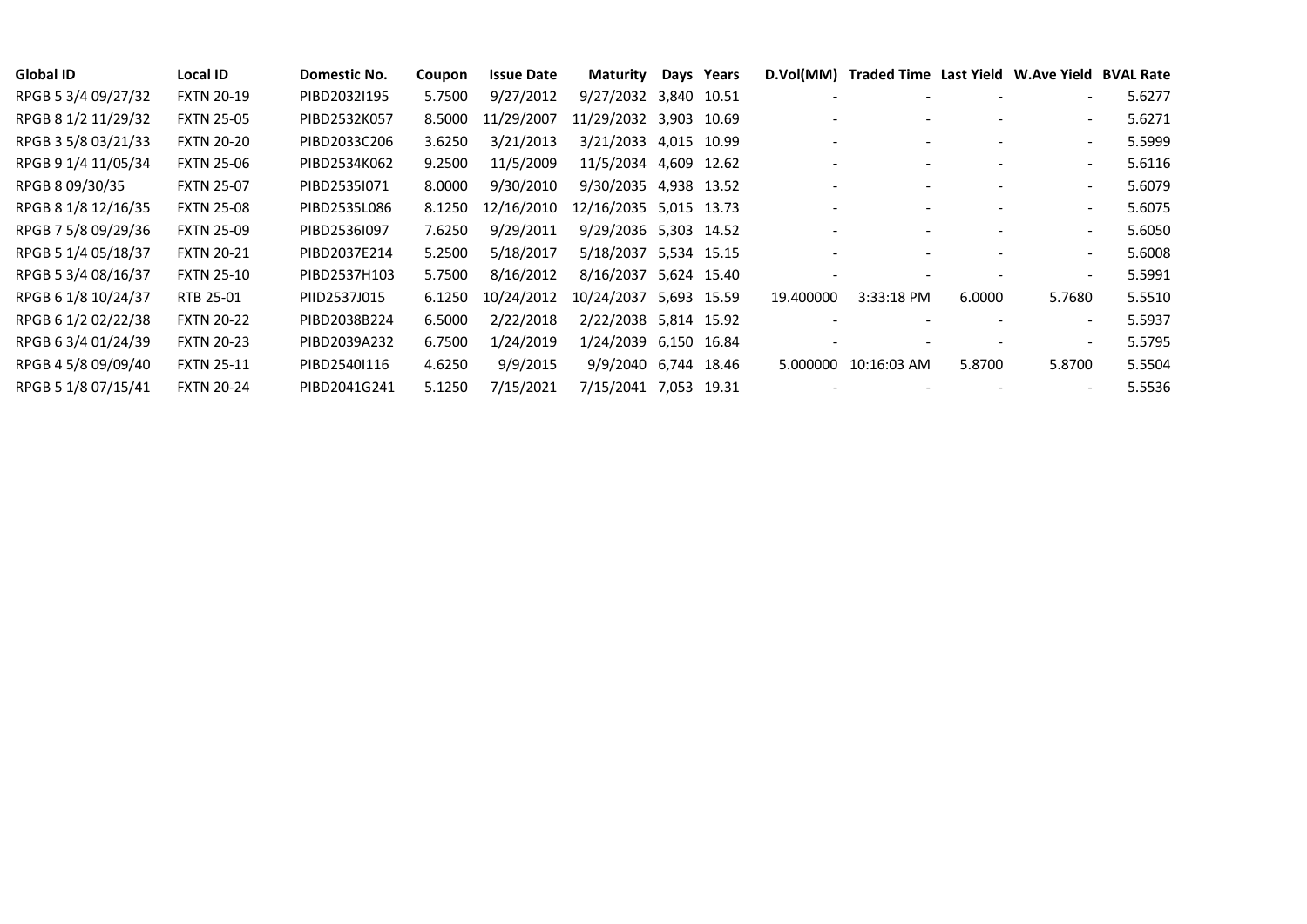| Global ID | Local ID | Domestic No. | Coupon | Issue Date | Maturity | Days | Years | D.Vol(MM) | Traded Time | Last Yield | W.Ave Yield | BVAL Rate |
|---|---|---|---|---|---|---|---|---|---|---|---|---|
| RPGB 5 3/4 09/27/32 | FXTN 20-19 | PIBD2032I195 | 5.7500 | 9/27/2012 | 9/27/2032 | 3,840 | 10.51 | - | - | - | - | 5.6277 |
| RPGB 8 1/2 11/29/32 | FXTN 25-05 | PIBD2532K057 | 8.5000 | 11/29/2007 | 11/29/2032 | 3,903 | 10.69 | - | - | - | - | 5.6271 |
| RPGB 3 5/8 03/21/33 | FXTN 20-20 | PIBD2033C206 | 3.6250 | 3/21/2013 | 3/21/2033 | 4,015 | 10.99 | - | - | - | - | 5.5999 |
| RPGB 9 1/4 11/05/34 | FXTN 25-06 | PIBD2534K062 | 9.2500 | 11/5/2009 | 11/5/2034 | 4,609 | 12.62 | - | - | - | - | 5.6116 |
| RPGB 8 09/30/35 | FXTN 25-07 | PIBD2535I071 | 8.0000 | 9/30/2010 | 9/30/2035 | 4,938 | 13.52 | - | - | - | - | 5.6079 |
| RPGB 8 1/8 12/16/35 | FXTN 25-08 | PIBD2535L086 | 8.1250 | 12/16/2010 | 12/16/2035 | 5,015 | 13.73 | - | - | - | - | 5.6075 |
| RPGB 7 5/8 09/29/36 | FXTN 25-09 | PIBD2536I097 | 7.6250 | 9/29/2011 | 9/29/2036 | 5,303 | 14.52 | - | - | - | - | 5.6050 |
| RPGB 5 1/4 05/18/37 | FXTN 20-21 | PIBD2037E214 | 5.2500 | 5/18/2017 | 5/18/2037 | 5,534 | 15.15 | - | - | - | - | 5.6008 |
| RPGB 5 3/4 08/16/37 | FXTN 25-10 | PIBD2537H103 | 5.7500 | 8/16/2012 | 8/16/2037 | 5,624 | 15.40 | - | - | - | - | 5.5991 |
| RPGB 6 1/8 10/24/37 | RTB 25-01 | PIID2537J015 | 6.1250 | 10/24/2012 | 10/24/2037 | 5,693 | 15.59 | 19.400000 | 3:33:18 PM | 6.0000 | 5.7680 | 5.5510 |
| RPGB 6 1/2 02/22/38 | FXTN 20-22 | PIBD2038B224 | 6.5000 | 2/22/2018 | 2/22/2038 | 5,814 | 15.92 | - | - | - | - | 5.5937 |
| RPGB 6 3/4 01/24/39 | FXTN 20-23 | PIBD2039A232 | 6.7500 | 1/24/2019 | 1/24/2039 | 6,150 | 16.84 | - | - | - | - | 5.5795 |
| RPGB 4 5/8 09/09/40 | FXTN 25-11 | PIBD2540I116 | 4.6250 | 9/9/2015 | 9/9/2040 | 6,744 | 18.46 | 5.000000 | 10:16:03 AM | 5.8700 | 5.8700 | 5.5504 |
| RPGB 5 1/8 07/15/41 | FXTN 20-24 | PIBD2041G241 | 5.1250 | 7/15/2021 | 7/15/2041 | 7,053 | 19.31 | - | - | - | - | 5.5536 |